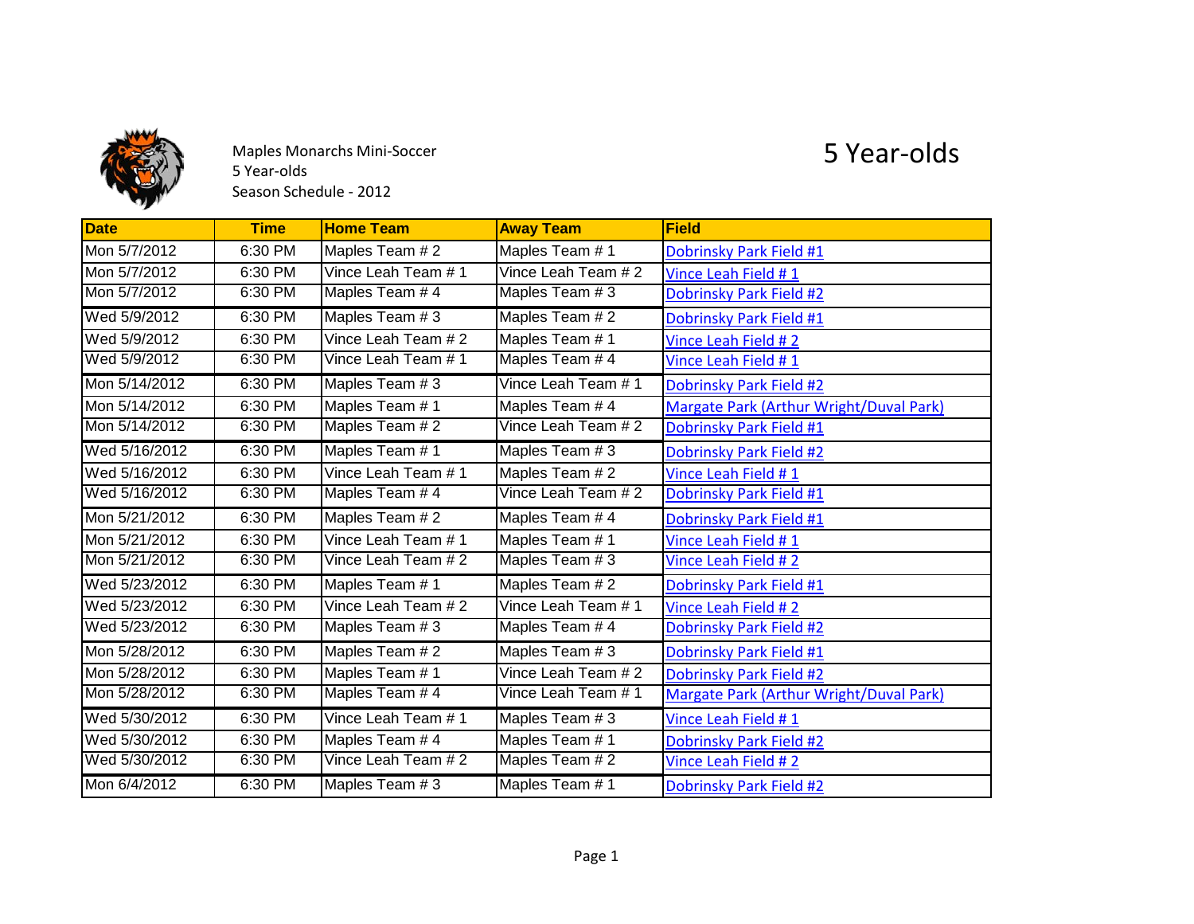Maples Monarchs Mini-Soccer
5 Year-olds
Season Schedule - 2012

# 5 Year-olds

| Date | Time | Home Team | Away Team | Field |
|---|---|---|---|---|
| Mon 5/7/2012 | 6:30 PM | Maples Team # 2 | Maples Team # 1 | Dobrinsky Park Field #1 |
| Mon 5/7/2012 | 6:30 PM | Vince Leah Team # 1 | Vince Leah Team # 2 | Vince Leah Field # 1 |
| Mon 5/7/2012 | 6:30 PM | Maples Team # 4 | Maples Team # 3 | Dobrinsky Park Field #2 |
| Wed 5/9/2012 | 6:30 PM | Maples Team # 3 | Maples Team # 2 | Dobrinsky Park Field #1 |
| Wed 5/9/2012 | 6:30 PM | Vince Leah Team # 2 | Maples Team # 1 | Vince Leah Field # 2 |
| Wed 5/9/2012 | 6:30 PM | Vince Leah Team # 1 | Maples Team # 4 | Vince Leah Field # 1 |
| Mon 5/14/2012 | 6:30 PM | Maples Team # 3 | Vince Leah Team # 1 | Dobrinsky Park Field #2 |
| Mon 5/14/2012 | 6:30 PM | Maples Team # 1 | Maples Team # 4 | Margate Park (Arthur Wright/Duval Park) |
| Mon 5/14/2012 | 6:30 PM | Maples Team # 2 | Vince Leah Team # 2 | Dobrinsky Park Field #1 |
| Wed 5/16/2012 | 6:30 PM | Maples Team # 1 | Maples Team # 3 | Dobrinsky Park Field #2 |
| Wed 5/16/2012 | 6:30 PM | Vince Leah Team # 1 | Maples Team # 2 | Vince Leah Field # 1 |
| Wed 5/16/2012 | 6:30 PM | Maples Team # 4 | Vince Leah Team # 2 | Dobrinsky Park Field #1 |
| Mon 5/21/2012 | 6:30 PM | Maples Team # 2 | Maples Team # 4 | Dobrinsky Park Field #1 |
| Mon 5/21/2012 | 6:30 PM | Vince Leah Team # 1 | Maples Team # 1 | Vince Leah Field # 1 |
| Mon 5/21/2012 | 6:30 PM | Vince Leah Team # 2 | Maples Team # 3 | Vince Leah Field # 2 |
| Wed 5/23/2012 | 6:30 PM | Maples Team # 1 | Maples Team # 2 | Dobrinsky Park Field #1 |
| Wed 5/23/2012 | 6:30 PM | Vince Leah Team # 2 | Vince Leah Team # 1 | Vince Leah Field # 2 |
| Wed 5/23/2012 | 6:30 PM | Maples Team # 3 | Maples Team # 4 | Dobrinsky Park Field #2 |
| Mon 5/28/2012 | 6:30 PM | Maples Team # 2 | Maples Team # 3 | Dobrinsky Park Field #1 |
| Mon 5/28/2012 | 6:30 PM | Maples Team # 1 | Vince Leah Team # 2 | Dobrinsky Park Field #2 |
| Mon 5/28/2012 | 6:30 PM | Maples Team # 4 | Vince Leah Team # 1 | Margate Park (Arthur Wright/Duval Park) |
| Wed 5/30/2012 | 6:30 PM | Vince Leah Team # 1 | Maples Team # 3 | Vince Leah Field # 1 |
| Wed 5/30/2012 | 6:30 PM | Maples Team # 4 | Maples Team # 1 | Dobrinsky Park Field #2 |
| Wed 5/30/2012 | 6:30 PM | Vince Leah Team # 2 | Maples Team # 2 | Vince Leah Field # 2 |
| Mon 6/4/2012 | 6:30 PM | Maples Team # 3 | Maples Team # 1 | Dobrinsky Park Field #2 |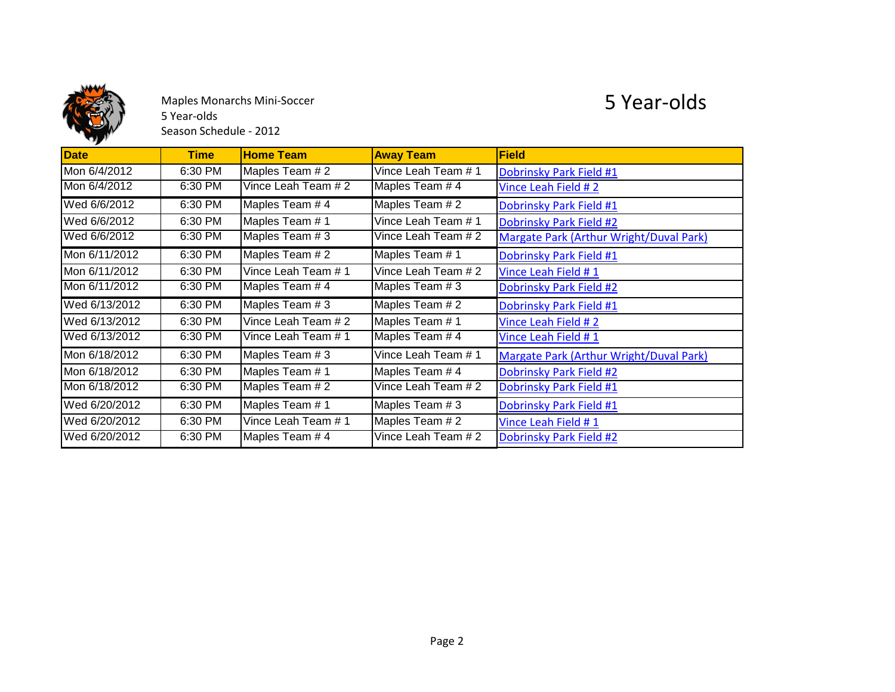Maples Monarchs Mini-Soccer
5 Year-olds
Season Schedule - 2012

# 5 Year-olds

| Date | Time | Home Team | Away Team | Field |
|---|---|---|---|---|
| Mon 6/4/2012 | 6:30 PM | Maples Team # 2 | Vince Leah Team # 1 | Dobrinsky Park Field #1 |
| Mon 6/4/2012 | 6:30 PM | Vince Leah Team # 2 | Maples Team # 4 | Vince Leah Field # 2 |
| Wed 6/6/2012 | 6:30 PM | Maples Team # 4 | Maples Team # 2 | Dobrinsky Park Field #1 |
| Wed 6/6/2012 | 6:30 PM | Maples Team # 1 | Vince Leah Team # 1 | Dobrinsky Park Field #2 |
| Wed 6/6/2012 | 6:30 PM | Maples Team # 3 | Vince Leah Team # 2 | Margate Park (Arthur Wright/Duval Park) |
| Mon 6/11/2012 | 6:30 PM | Maples Team # 2 | Maples Team # 1 | Dobrinsky Park Field #1 |
| Mon 6/11/2012 | 6:30 PM | Vince Leah Team # 1 | Vince Leah Team # 2 | Vince Leah Field # 1 |
| Mon 6/11/2012 | 6:30 PM | Maples Team # 4 | Maples Team # 3 | Dobrinsky Park Field #2 |
| Wed 6/13/2012 | 6:30 PM | Maples Team # 3 | Maples Team # 2 | Dobrinsky Park Field #1 |
| Wed 6/13/2012 | 6:30 PM | Vince Leah Team # 2 | Maples Team # 1 | Vince Leah Field # 2 |
| Wed 6/13/2012 | 6:30 PM | Vince Leah Team # 1 | Maples Team # 4 | Vince Leah Field # 1 |
| Mon 6/18/2012 | 6:30 PM | Maples Team # 3 | Vince Leah Team # 1 | Margate Park (Arthur Wright/Duval Park) |
| Mon 6/18/2012 | 6:30 PM | Maples Team # 1 | Maples Team # 4 | Dobrinsky Park Field #2 |
| Mon 6/18/2012 | 6:30 PM | Maples Team # 2 | Vince Leah Team # 2 | Dobrinsky Park Field #1 |
| Wed 6/20/2012 | 6:30 PM | Maples Team # 1 | Maples Team # 3 | Dobrinsky Park Field #1 |
| Wed 6/20/2012 | 6:30 PM | Vince Leah Team # 1 | Maples Team # 2 | Vince Leah Field # 1 |
| Wed 6/20/2012 | 6:30 PM | Maples Team # 4 | Vince Leah Team # 2 | Dobrinsky Park Field #2 |